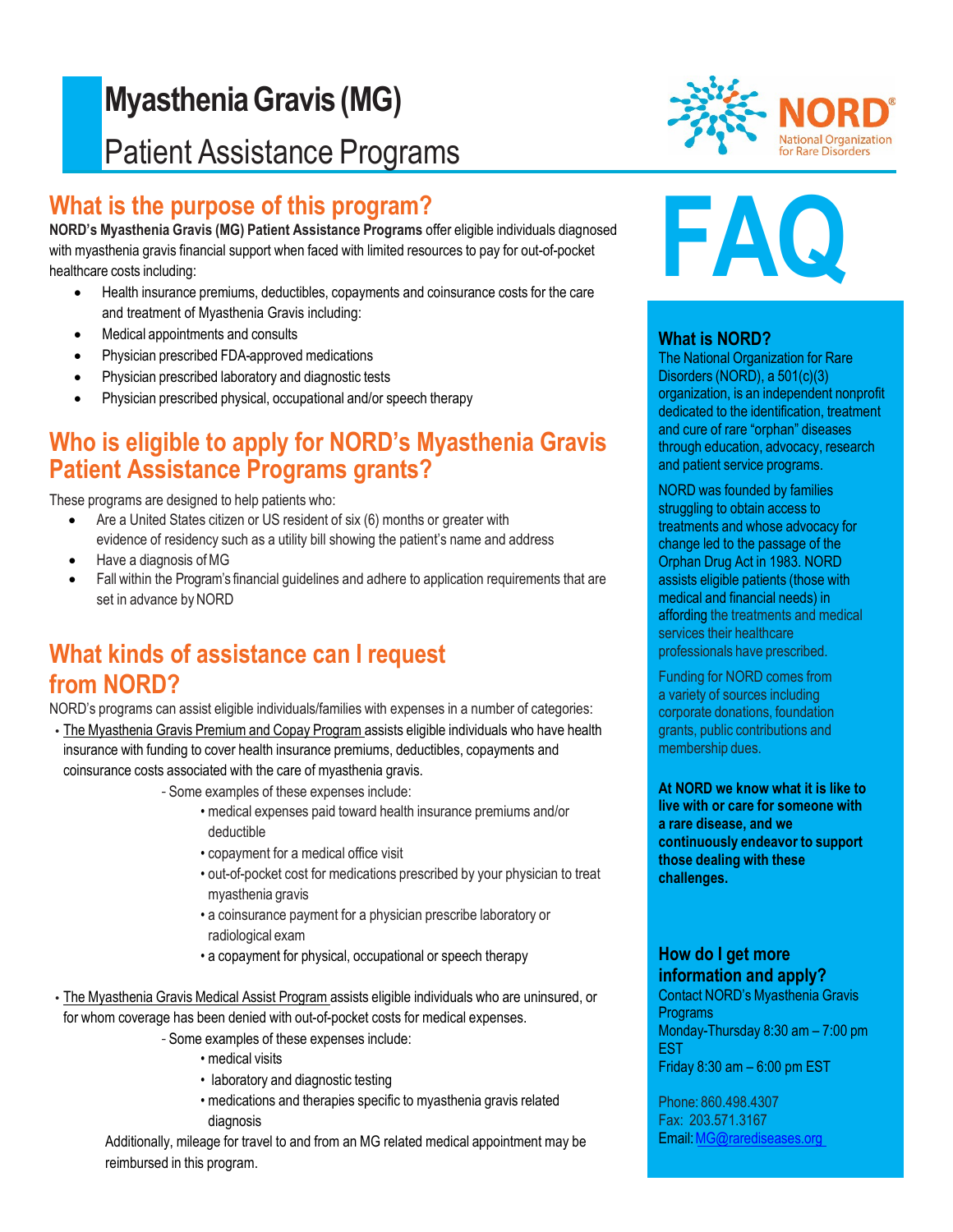# Myasthenia Gravis (MG)

## Patient Assistance Programs

NORD® National Organization for Rare Disorders

## What is the purpose of this program?

**NORD's Myasthenia Gravis (MG) Patient Assistance Programs** offer eligible individuals diagnosed with myasthenia gravis financial support when faced with limited resources to pay for out-of-pocket healthcare costs including:

- Health insurance premiums, deductibles, copayments and coinsurance costs for the care and treatment of Myasthenia Gravis including:
- Medical appointments and consults
- Physician prescribed FDA-approved medications
- Physician prescribed laboratory and diagnostic tests
- Physician prescribed physical, occupational and/or speech therapy

## Who is eligible to apply for NORD's Myasthenia Gravis Patient Assistance Programs grants?

These programs are designed to help patients who:

- Are a United States citizen or US resident of six (6) months or greater with evidence of residency such as a utility bill showing the patient's name and address
- Have a diagnosis of MG
- Fall within the Program's financial guidelines and adhere to application requirements that are set in advance by NORD

## What kinds of assistance can I request from NORD?

NORD's programs can assist eligible individuals/families with expenses in a number of categories:

- The Myasthenia Gravis Premium and Copay Program assists eligible individuals who have health insurance with funding to cover health insurance premiums, deductibles, copayments and coinsurance costs associated with the care of myasthenia gravis.
  - Some examples of these expenses include:
    - medical expenses paid toward health insurance premiums and/or deductible
    - copayment for a medical office visit
    - out-of-pocket cost for medications prescribed by your physician to treat myasthenia gravis
    - a coinsurance payment for a physician prescribe laboratory or radiological exam
    - a copayment for physical, occupational or speech therapy
- The Myasthenia Gravis Medical Assist Program assists eligible individuals who are uninsured, or for whom coverage has been denied with out-of-pocket costs for medical expenses.
  - Some examples of these expenses include:
    - medical visits
    - laboratory and diagnostic testing
    - medications and therapies specific to myasthenia gravis related diagnosis

  Additionally, mileage for travel to and from an MG related medical appointment may be reimbursed in this program.

# FAQ

### What is NORD?

The National Organization for Rare Disorders (NORD), a 501(c)(3) organization, is an independent nonprofit dedicated to the identification, treatment and cure of rare "orphan" diseases through education, advocacy, research and patient service programs.

NORD was founded by families struggling to obtain access to treatments and whose advocacy for change led to the passage of the Orphan Drug Act in 1983. NORD assists eligible patients (those with medical and financial needs) in affording the treatments and medical services their healthcare professionals have prescribed.

Funding for NORD comes from a variety of sources including corporate donations, foundation grants, public contributions and membership dues.

**At NORD we know what it is like to live with or care for someone with a rare disease, and we continuously endeavor to support those dealing with these challenges.**

### How do I get more information and apply?

Contact NORD's Myasthenia Gravis Programs
Monday-Thursday 8:30 am – 7:00 pm EST
Friday 8:30 am – 6:00 pm EST

Phone: 860.498.4307
Fax: 203.571.3167
Email: MG@rarediseases.org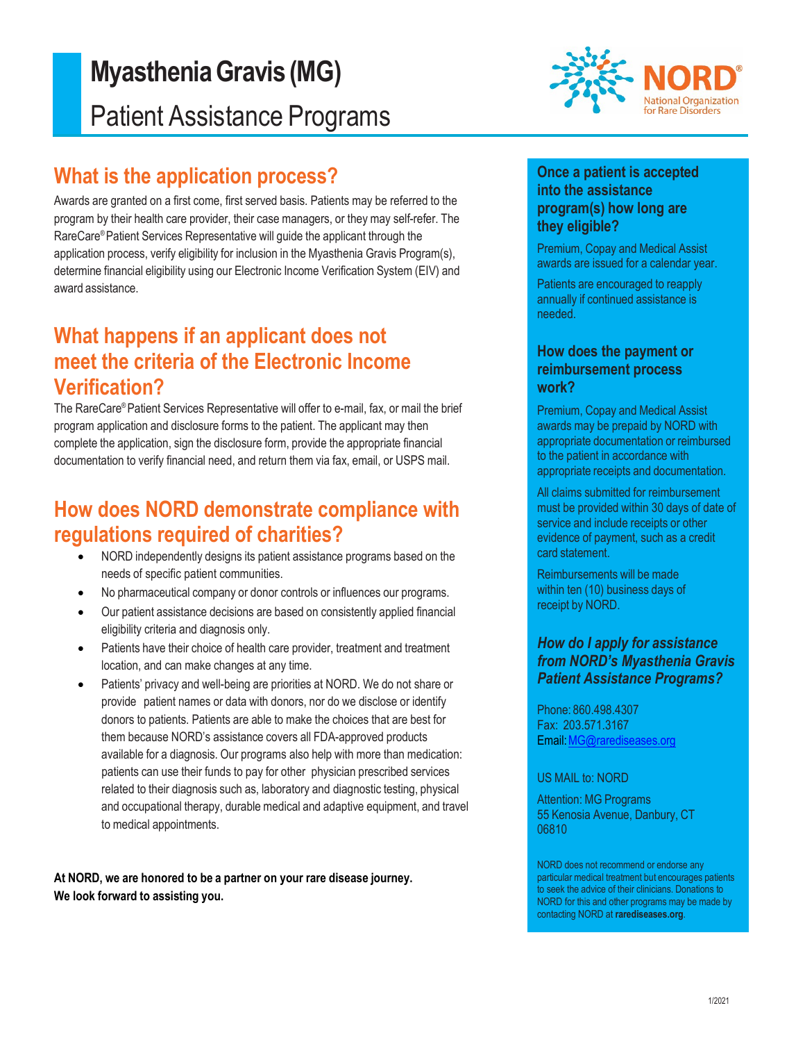# Myasthenia Gravis (MG)

## Patient Assistance Programs

## What is the application process?

Awards are granted on a first come, first served basis. Patients may be referred to the program by their health care provider, their case managers, or they may self-refer. The RareCare® Patient Services Representative will guide the applicant through the application process, verify eligibility for inclusion in the Myasthenia Gravis Program(s), determine financial eligibility using our Electronic Income Verification System (EIV) and award assistance.

## What happens if an applicant does not meet the criteria of the Electronic Income Verification?

The RareCare® Patient Services Representative will offer to e-mail, fax, or mail the brief program application and disclosure forms to the patient. The applicant may then complete the application, sign the disclosure form, provide the appropriate financial documentation to verify financial need, and return them via fax, email, or USPS mail.

## How does NORD demonstrate compliance with regulations required of charities?

- NORD independently designs its patient assistance programs based on the needs of specific patient communities.
- No pharmaceutical company or donor controls or influences our programs.
- Our patient assistance decisions are based on consistently applied financial eligibility criteria and diagnosis only.
- Patients have their choice of health care provider, treatment and treatment location, and can make changes at any time.
- Patients' privacy and well-being are priorities at NORD. We do not share or provide patient names or data with donors, nor do we disclose or identify donors to patients. Patients are able to make the choices that are best for them because NORD's assistance covers all FDA-approved products available for a diagnosis. Our programs also help with more than medication: patients can use their funds to pay for other physician prescribed services related to their diagnosis such as, laboratory and diagnostic testing, physical and occupational therapy, durable medical and adaptive equipment, and travel to medical appointments.

**At NORD, we are honored to be a partner on your rare disease journey. We look forward to assisting you.**

### Once a patient is accepted into the assistance program(s) how long are they eligible?

Premium, Copay and Medical Assist awards are issued for a calendar year.

Patients are encouraged to reapply annually if continued assistance is needed.

### How does the payment or reimbursement process work?

Premium, Copay and Medical Assist awards may be prepaid by NORD with appropriate documentation or reimbursed to the patient in accordance with appropriate receipts and documentation.

All claims submitted for reimbursement must be provided within 30 days of date of service and include receipts or other evidence of payment, such as a credit card statement.

Reimbursements will be made within ten (10) business days of receipt by NORD.

### *How do I apply for assistance from NORD's Myasthenia Gravis Patient Assistance Programs?*

Phone: 860.498.4307
Fax: 203.571.3167
Email: MG@rarediseases.org

US MAIL to: NORD

Attention: MG Programs
55 Kenosia Avenue, Danbury, CT 06810

NORD does not recommend or endorse any particular medical treatment but encourages patients to seek the advice of their clinicians. Donations to NORD for this and other programs may be made by contacting NORD at **rarediseases.org**.

1/2021